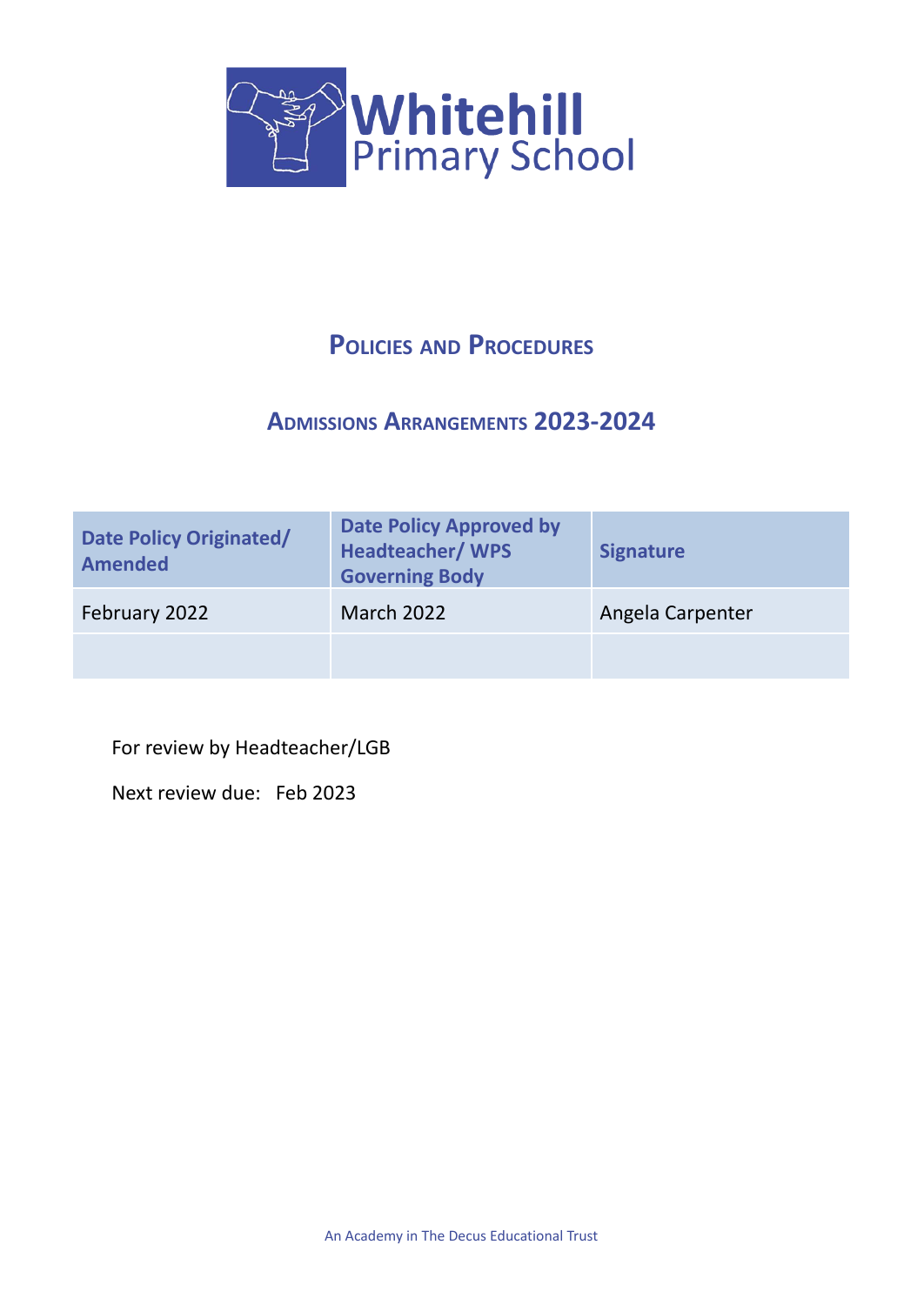# Whitehill Primary School

## Policies and Procedures

## Admissions Arrangements 2023-2024

| Date Policy Originated/ Amended | Date Policy Approved by Headteacher/ WPS Governing Body | Signature |
|---|---|---|
| February 2022 | March 2022 | Angela Carpenter |
| | | |

For review by Headteacher/LGB

Next review due: Feb 2023

An Academy in The Decus Educational Trust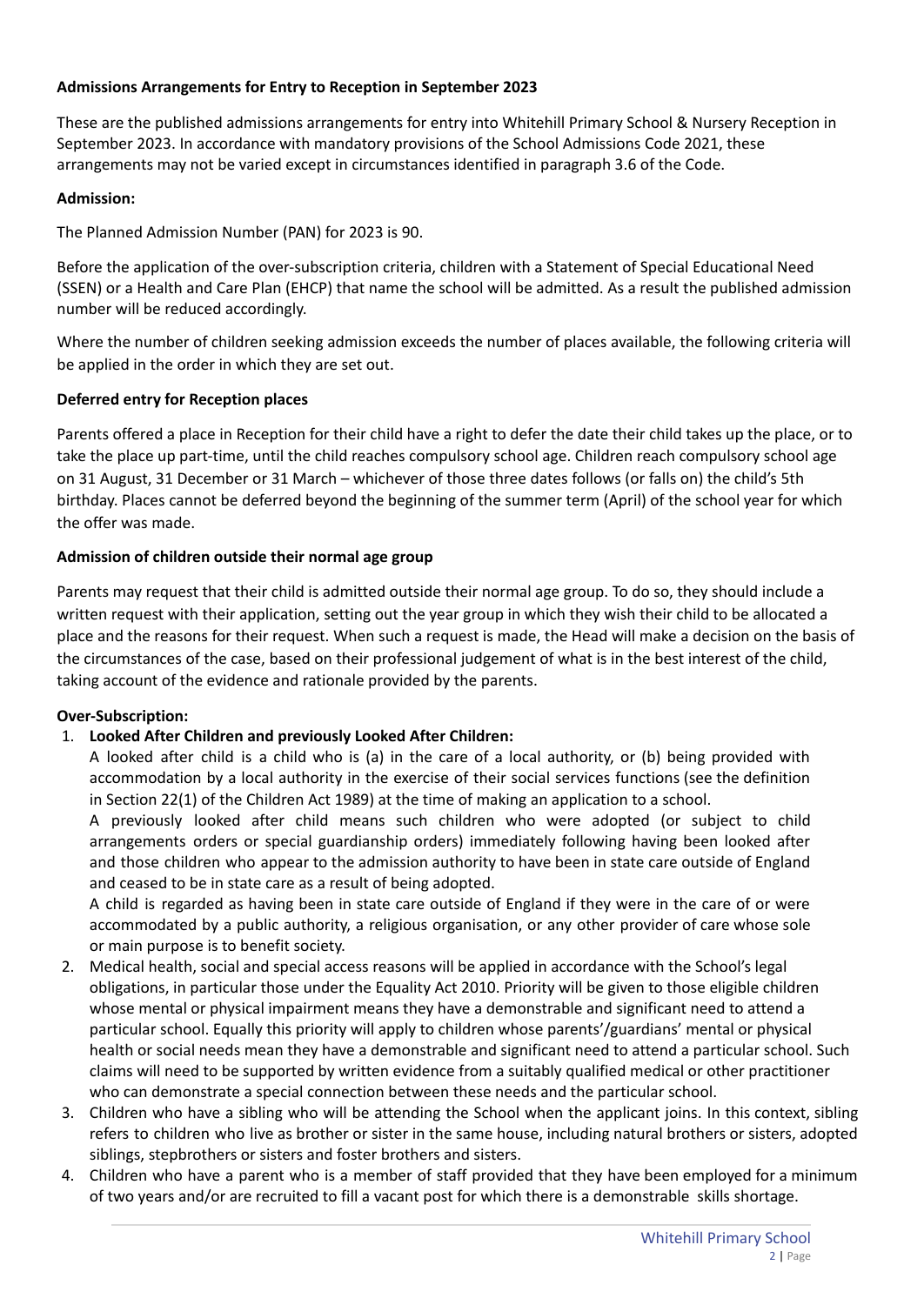**Admissions Arrangements for Entry to Reception in September 2023**

These are the published admissions arrangements for entry into Whitehill Primary School & Nursery Reception in September 2023. In accordance with mandatory provisions of the School Admissions Code 2021, these arrangements may not be varied except in circumstances identified in paragraph 3.6 of the Code.

**Admission:**

The Planned Admission Number (PAN) for 2023 is 90.

Before the application of the over-subscription criteria, children with a Statement of Special Educational Need (SSEN) or a Health and Care Plan (EHCP) that name the school will be admitted. As a result the published admission number will be reduced accordingly.

Where the number of children seeking admission exceeds the number of places available, the following criteria will be applied in the order in which they are set out.

**Deferred entry for Reception places**

Parents offered a place in Reception for their child have a right to defer the date their child takes up the place, or to take the place up part-time, until the child reaches compulsory school age. Children reach compulsory school age on 31 August, 31 December or 31 March – whichever of those three dates follows (or falls on) the child's 5th birthday. Places cannot be deferred beyond the beginning of the summer term (April) of the school year for which the offer was made.

**Admission of children outside their normal age group**

Parents may request that their child is admitted outside their normal age group. To do so, they should include a written request with their application, setting out the year group in which they wish their child to be allocated a place and the reasons for their request. When such a request is made, the Head will make a decision on the basis of the circumstances of the case, based on their professional judgement of what is in the best interest of the child, taking account of the evidence and rationale provided by the parents.

**Over-Subscription:**

1. **Looked After Children and previously Looked After Children:**
   A looked after child is a child who is (a) in the care of a local authority, or (b) being provided with accommodation by a local authority in the exercise of their social services functions (see the definition in Section 22(1) of the Children Act 1989) at the time of making an application to a school.
   A previously looked after child means such children who were adopted (or subject to child arrangements orders or special guardianship orders) immediately following having been looked after and those children who appear to the admission authority to have been in state care outside of England and ceased to be in state care as a result of being adopted.
   A child is regarded as having been in state care outside of England if they were in the care of or were accommodated by a public authority, a religious organisation, or any other provider of care whose sole or main purpose is to benefit society.
2. Medical health, social and special access reasons will be applied in accordance with the School's legal obligations, in particular those under the Equality Act 2010. Priority will be given to those eligible children whose mental or physical impairment means they have a demonstrable and significant need to attend a particular school. Equally this priority will apply to children whose parents'/guardians' mental or physical health or social needs mean they have a demonstrable and significant need to attend a particular school. Such claims will need to be supported by written evidence from a suitably qualified medical or other practitioner who can demonstrate a special connection between these needs and the particular school.
3. Children who have a sibling who will be attending the School when the applicant joins. In this context, sibling refers to children who live as brother or sister in the same house, including natural brothers or sisters, adopted siblings, stepbrothers or sisters and foster brothers and sisters.
4. Children who have a parent who is a member of staff provided that they have been employed for a minimum of two years and/or are recruited to fill a vacant post for which there is a demonstrable skills shortage.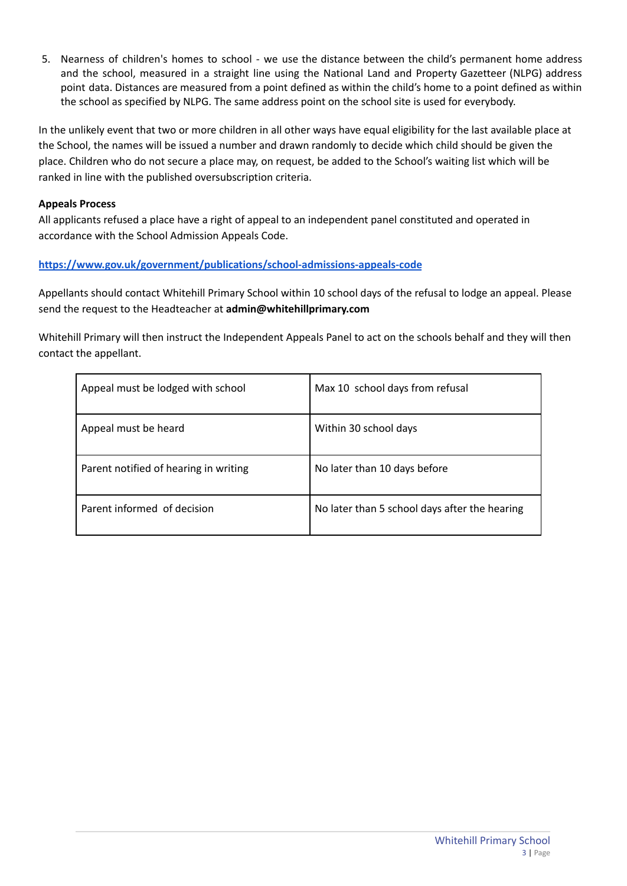5. Nearness of children's homes to school - we use the distance between the child's permanent home address and the school, measured in a straight line using the National Land and Property Gazetteer (NLPG) address point data. Distances are measured from a point defined as within the child's home to a point defined as within the school as specified by NLPG. The same address point on the school site is used for everybody.

In the unlikely event that two or more children in all other ways have equal eligibility for the last available place at the School, the names will be issued a number and drawn randomly to decide which child should be given the place. Children who do not secure a place may, on request, be added to the School's waiting list which will be ranked in line with the published oversubscription criteria.

**Appeals Process**

All applicants refused a place have a right of appeal to an independent panel constituted and operated in accordance with the School Admission Appeals Code.

**https://www.gov.uk/government/publications/school-admissions-appeals-code**

Appellants should contact Whitehill Primary School within 10 school days of the refusal to lodge an appeal. Please send the request to the Headteacher at **admin@whitehillprimary.com**

Whitehill Primary will then instruct the Independent Appeals Panel to act on the schools behalf and they will then contact the appellant.

| | |
|---|---|
| Appeal must be lodged with school | Max 10 school days from refusal |
| Appeal must be heard | Within 30 school days |
| Parent notified of hearing in writing | No later than 10 days before |
| Parent informed of decision | No later than 5 school days after the hearing |